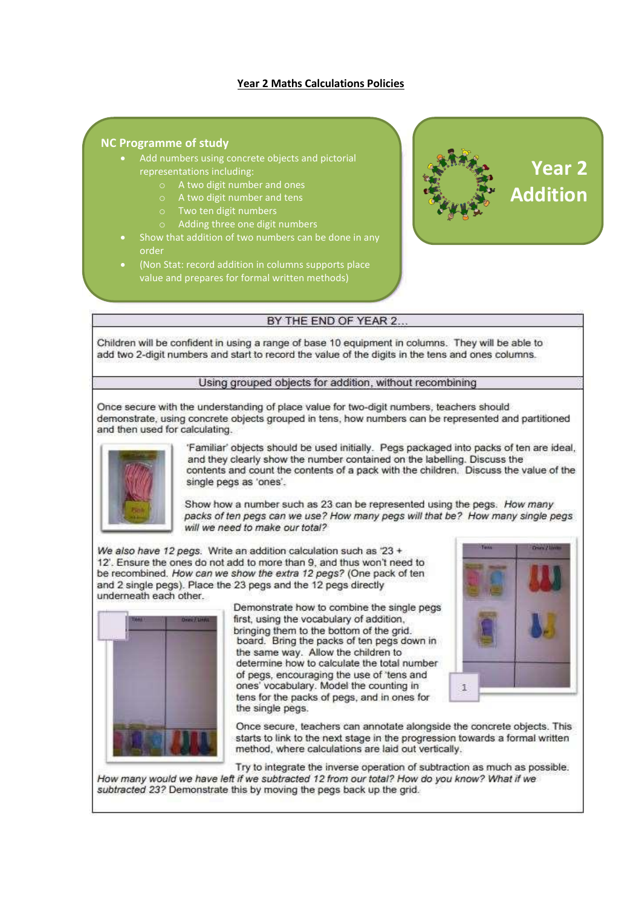# Year 2 Maths Calculations Policies

## NC Programme of study

- Add numbers using concrete objects and pictorial representations including:
  - A two digit number and ones
  - A two digit number and tens
  - Two ten digit numbers
  - Adding three one digit numbers
- Show that addition of two numbers can be done in any order
- (Non Stat: record addition in columns supports place value and prepares for formal written methods)

## Year 2 Addition

### BY THE END OF YEAR 2...

Children will be confident in using a range of base 10 equipment in columns. They will be able to add two 2-digit numbers and start to record the value of the digits in the tens and ones columns.

### Using grouped objects for addition, without recombining

Once secure with the understanding of place value for two-digit numbers, teachers should demonstrate, using concrete objects grouped in tens, how numbers can be represented and partitioned and then used for calculating.

'Familiar' objects should be used initially. Pegs packaged into packs of ten are ideal, and they clearly show the number contained on the labelling. Discuss the contents and count the contents of a pack with the children. Discuss the value of the single pegs as 'ones'.

Show how a number such as 23 can be represented using the pegs. *How many packs of ten pegs can we use? How many pegs will that be? How many single pegs will we need to make our total?*

*We also have 12 pegs.* Write an addition calculation such as '23 + 12'. Ensure the ones do not add to more than 9, and thus won't need to be recombined. *How can we show the extra 12 pegs?* (One pack of ten and 2 single pegs). Place the 23 pegs and the 12 pegs directly underneath each other.

Demonstrate how to combine the single pegs first, using the vocabulary of addition, bringing them to the bottom of the grid. board. Bring the packs of ten pegs down in the same way. Allow the children to determine how to calculate the total number of pegs, encouraging the use of 'tens and ones' vocabulary. Model the counting in tens for the packs of pegs, and in ones for the single pegs.

Once secure, teachers can annotate alongside the concrete objects. This starts to link to the next stage in the progression towards a formal written method, where calculations are laid out vertically.

Try to integrate the inverse operation of subtraction as much as possible. *How many would we have left if we subtracted 12 from our total? How do you know? What if we subtracted 23?* Demonstrate this by moving the pegs back up the grid.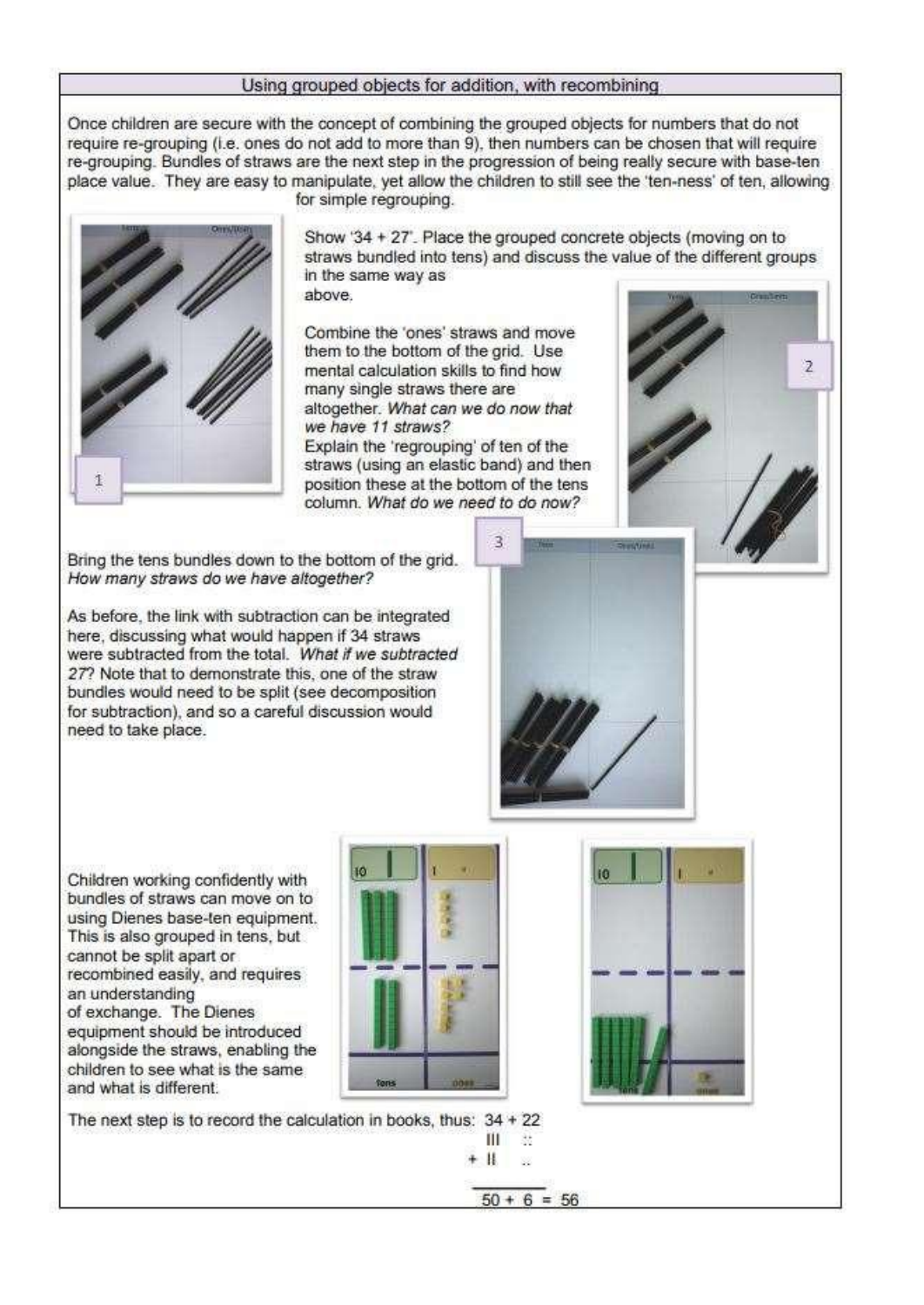## Using grouped objects for addition, with recombining

Once children are secure with the concept of combining the grouped objects for numbers that do not require re-grouping (i.e. ones do not add to more than 9), then numbers can be chosen that will require re-grouping. Bundles of straws are the next step in the progression of being really secure with base-ten place value. They are easy to manipulate, yet allow the children to still see the 'ten-ness' of ten, allowing for simple regrouping.

Show '34 + 27'. Place the grouped concrete objects (moving on to straws bundled into tens) and discuss the value of the different groups in the same way as above.

Combine the 'ones' straws and move them to the bottom of the grid. Use mental calculation skills to find how many single straws there are altogether. *What can we do now that we have 11 straws?*

Explain the 'regrouping' of ten of the straws (using an elastic band) and then position these at the bottom of the tens column. *What do we need to do now?*

Bring the tens bundles down to the bottom of the grid. *How many straws do we have altogether?*

As before, the link with subtraction can be integrated here, discussing what would happen if 34 straws were subtracted from the total. *What if we subtracted 27?* Note that to demonstrate this, one of the straw bundles would need to be split (see decomposition for subtraction), and so a careful discussion would need to take place.

Children working confidently with bundles of straws can move on to using Dienes base-ten equipment. This is also grouped in tens, but cannot be split apart or recombined easily, and requires an understanding of exchange. The Dienes equipment should be introduced alongside the straws, enabling the children to see what is the same and what is different.

The next step is to record the calculation in books, thus:

```
  34 + 22
  III   ::
+ II    ..
_________
50 + 6 = 56
```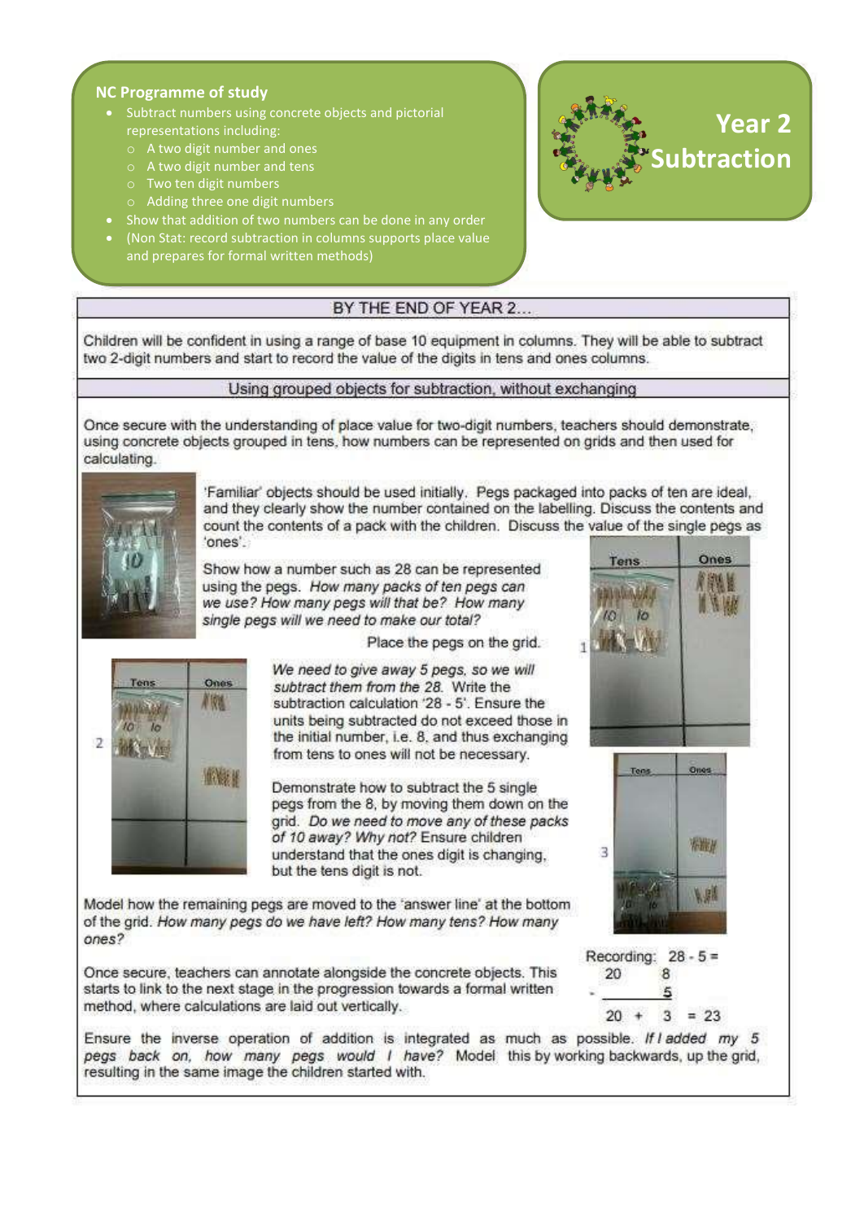## NC Programme of study

- Subtract numbers using concrete objects and pictorial representations including:
  - A two digit number and ones
  - A two digit number and tens
  - Two ten digit numbers
  - Adding three one digit numbers
- Show that addition of two numbers can be done in any order
- (Non Stat: record subtraction in columns supports place value and prepares for formal written methods)

# Year 2 Subtraction

### BY THE END OF YEAR 2…

Children will be confident in using a range of base 10 equipment in columns. They will be able to subtract two 2-digit numbers and start to record the value of the digits in tens and ones columns.

### Using grouped objects for subtraction, without exchanging

Once secure with the understanding of place value for two-digit numbers, teachers should demonstrate, using concrete objects grouped in tens, how numbers can be represented on grids and then used for calculating.

'Familiar' objects should be used initially. Pegs packaged into packs of ten are ideal, and they clearly show the number contained on the labelling. Discuss the contents and count the contents of a pack with the children. Discuss the value of the single pegs as 'ones'.

Show how a number such as 28 can be represented using the pegs. *How many packs of ten pegs can we use? How many pegs will that be? How many single pegs will we need to make our total?*

Place the pegs on the grid.

*We need to give away 5 pegs, so we will subtract them from the 28.* Write the subtraction calculation '28 - 5'. Ensure the units being subtracted do not exceed those in the initial number, i.e. 8, and thus exchanging from tens to ones will not be necessary.

Demonstrate how to subtract the 5 single pegs from the 8, by moving them down on the grid. *Do we need to move any of these packs of 10 away? Why not?* Ensure children understand that the ones digit is changing, but the tens digit is not.

Model how the remaining pegs are moved to the 'answer line' at the bottom of the grid. *How many pegs do we have left? How many tens? How many ones?*

Once secure, teachers can annotate alongside the concrete objects. This starts to link to the next stage in the progression towards a formal written method, where calculations are laid out vertically.

Recording: 28 - 5 =

```
   20     8
-         5
  ___________
   20  +  3  = 23
```

Ensure the inverse operation of addition is integrated as much as possible. *If I added my 5 pegs back on, how many pegs would I have?* Model this by working backwards, up the grid, resulting in the same image the children started with.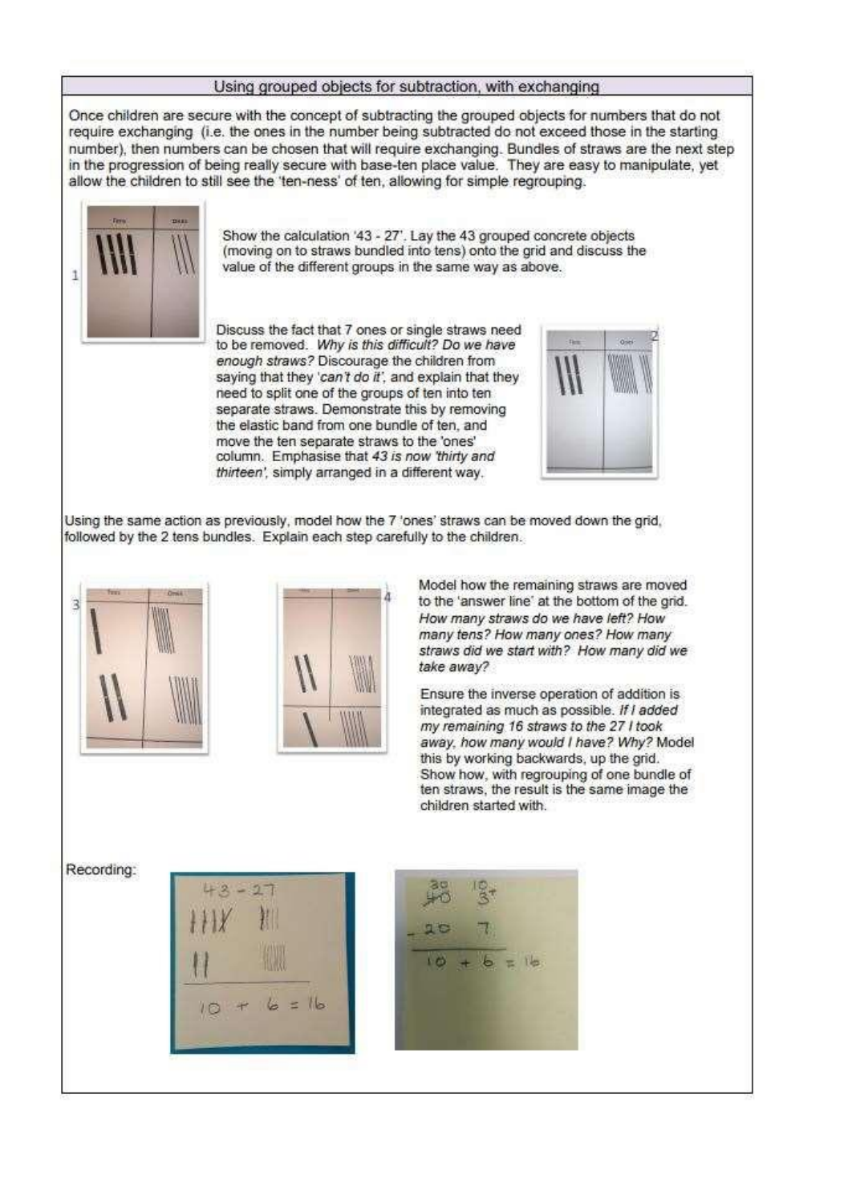## Using grouped objects for subtraction, with exchanging

Once children are secure with the concept of subtracting the grouped objects for numbers that do not require exchanging (i.e. the ones in the number being subtracted do not exceed those in the starting number), then numbers can be chosen that will require exchanging. Bundles of straws are the next step in the progression of being really secure with base-ten place value. They are easy to manipulate, yet allow the children to still see the 'ten-ness' of ten, allowing for simple regrouping.

Show the calculation '43 - 27'. Lay the 43 grouped concrete objects (moving on to straws bundled into tens) onto the grid and discuss the value of the different groups in the same way as above.

Discuss the fact that 7 ones or single straws need to be removed. *Why is this difficult? Do we have enough straws?* Discourage the children from saying that they *'can't do it'*, and explain that they need to split one of the groups of ten into ten separate straws. Demonstrate this by removing the elastic band from one bundle of ten, and move the ten separate straws to the 'ones' column. Emphasise that *43 is now 'thirty and thirteen'*, simply arranged in a different way.

Using the same action as previously, model how the 7 'ones' straws can be moved down the grid, followed by the 2 tens bundles. Explain each step carefully to the children.

Model how the remaining straws are moved to the 'answer line' at the bottom of the grid. *How many straws do we have left? How many tens? How many ones? How many straws did we start with? How many did we take away?*

Ensure the inverse operation of addition is integrated as much as possible. *If I added my remaining 16 straws to the 27 I took away, how many would I have? Why?* Model this by working backwards, up the grid. Show how, with regrouping of one bundle of ten straws, the result is the same image the children started with.

Recording: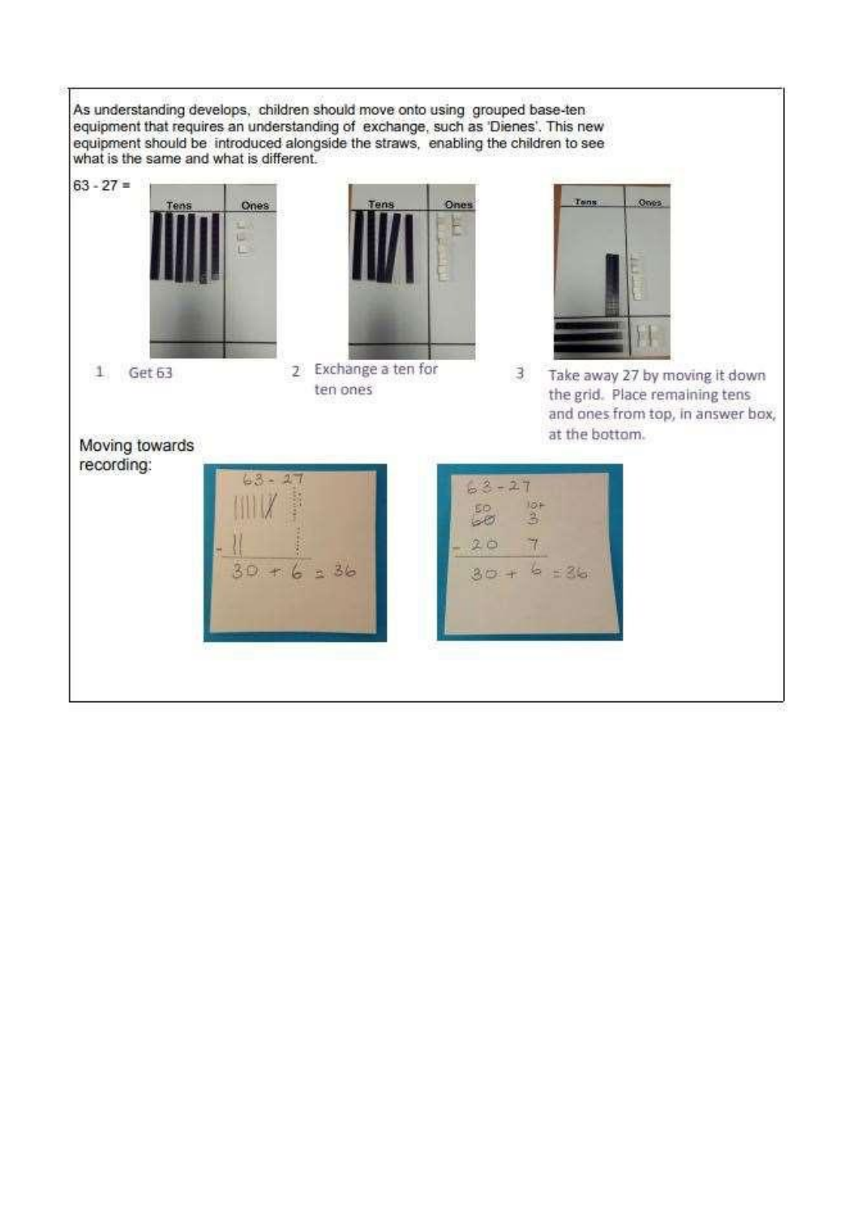As understanding develops, children should move onto using grouped base-ten equipment that requires an understanding of exchange, such as 'Dienes'. This new equipment should be introduced alongside the straws, enabling the children to see what is the same and what is different.

63 - 27 =

1. Get 63
2. Exchange a ten for ten ones
3. Take away 27 by moving it down the grid. Place remaining tens and ones from top, in answer box, at the bottom.

Moving towards recording: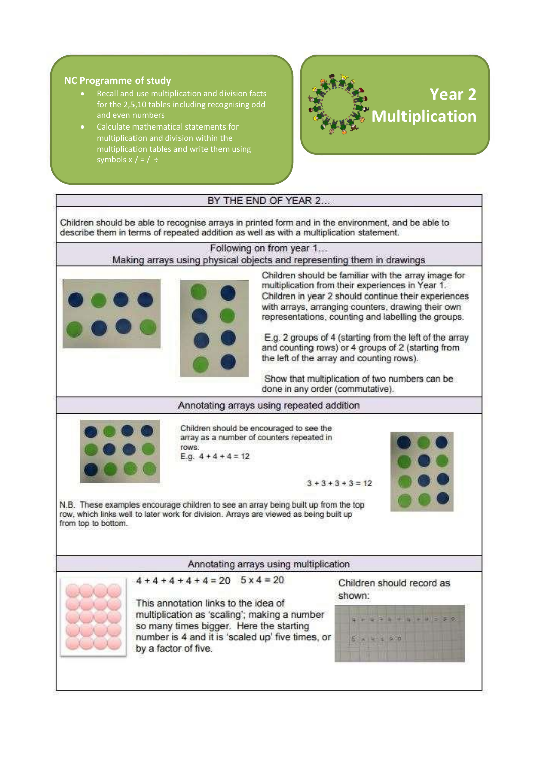## NC Programme of study

- Recall and use multiplication and division facts for the 2,5,10 tables including recognising odd and even numbers
- Calculate mathematical statements for multiplication and division within the multiplication tables and write them using symbols x / = / ÷

# Year 2 Multiplication

### BY THE END OF YEAR 2…

Children should be able to recognise arrays in printed form and in the environment, and be able to describe them in terms of repeated addition as well as with a multiplication statement.

### Following on from year 1… Making arrays using physical objects and representing them in drawings

Children should be familiar with the array image for multiplication from their experiences in Year 1. Children in year 2 should continue their experiences with arrays, arranging counters, drawing their own representations, counting and labelling the groups.

E.g. 2 groups of 4 (starting from the left of the array and counting rows) or 4 groups of 2 (starting from the left of the array and counting rows).

Show that multiplication of two numbers can be done in any order (commutative).

### Annotating arrays using repeated addition

Children should be encouraged to see the array as a number of counters repeated in rows.
E.g. $4 + 4 + 4 = 12$

$3 + 3 + 3 + 3 = 12$

N.B. These examples encourage children to see an array being built up from the top row, which links well to later work for division. Arrays are viewed as being built up from top to bottom.

### Annotating arrays using multiplication

$4 + 4 + 4 + 4 + 4 = 20$ $\quad 5 \times 4 = 20$

This annotation links to the idea of multiplication as 'scaling'; making a number so many times bigger. Here the starting number is 4 and it is 'scaled up' five times, or by a factor of five.

Children should record as shown:

$4 + 4 + 4 + 4 + 4 = 20$

$5 \times 4 = 20$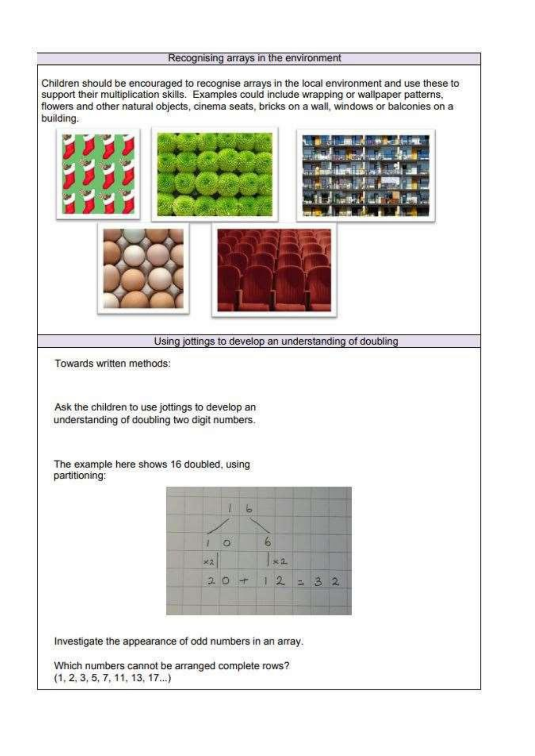## Recognising arrays in the environment

Children should be encouraged to recognise arrays in the local environment and use these to support their multiplication skills. Examples could include wrapping or wallpaper patterns, flowers and other natural objects, cinema seats, bricks on a wall, windows or balconies on a building.

## Using jottings to develop an understanding of doubling

Towards written methods:

Ask the children to use jottings to develop an understanding of doubling two digit numbers.

The example here shows 16 doubled, using partitioning:

```
     16
    /  \
  10    6
 ×2|    |×2
  20 + 12 = 32
```

Investigate the appearance of odd numbers in an array.

Which numbers cannot be arranged complete rows?
(1, 2, 3, 5, 7, 11, 13, 17...)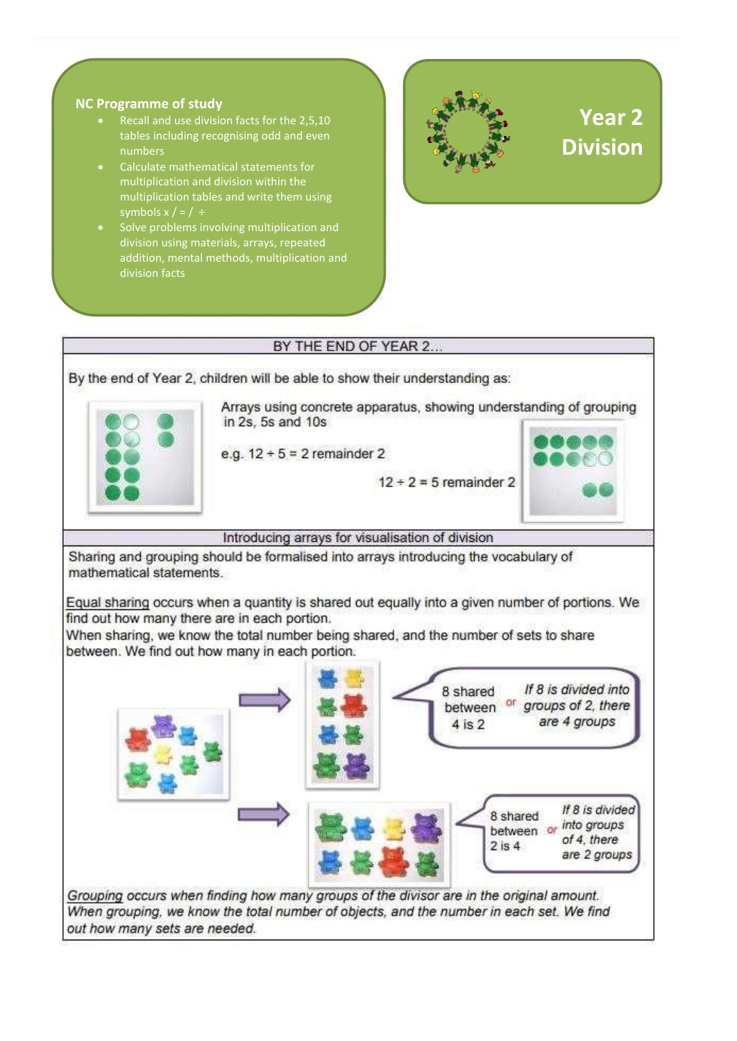**NC Programme of study**

- Recall and use division facts for the 2,5,10 tables including recognising odd and even numbers
- Calculate mathematical statements for multiplication and division within the multiplication tables and write them using symbols x / = / ÷
- Solve problems involving multiplication and division using materials, arrays, repeated addition, mental methods, multiplication and division facts

# Year 2 Division

## BY THE END OF YEAR 2...

By the end of Year 2, children will be able to show their understanding as:

Arrays using concrete apparatus, showing understanding of grouping in 2s, 5s and 10s

e.g. 12 ÷ 5 = 2 remainder 2

12 ÷ 2 = 5 remainder 2

## Introducing arrays for visualisation of division

Sharing and grouping should be formalised into arrays introducing the vocabulary of mathematical statements.

Equal sharing occurs when a quantity is shared out equally into a given number of portions. We find out how many there are in each portion.
When sharing, we know the total number being shared, and the number of sets to share between. We find out how many in each portion.

8 shared between 4 is 2 or *If 8 is divided into groups of 2, there are 4 groups*

8 shared between 2 is 4 or *If 8 is divided into groups of 4, there are 2 groups*

*Grouping occurs when finding how many groups of the divisor are in the original amount. When grouping, we know the total number of objects, and the number in each set. We find out how many sets are needed.*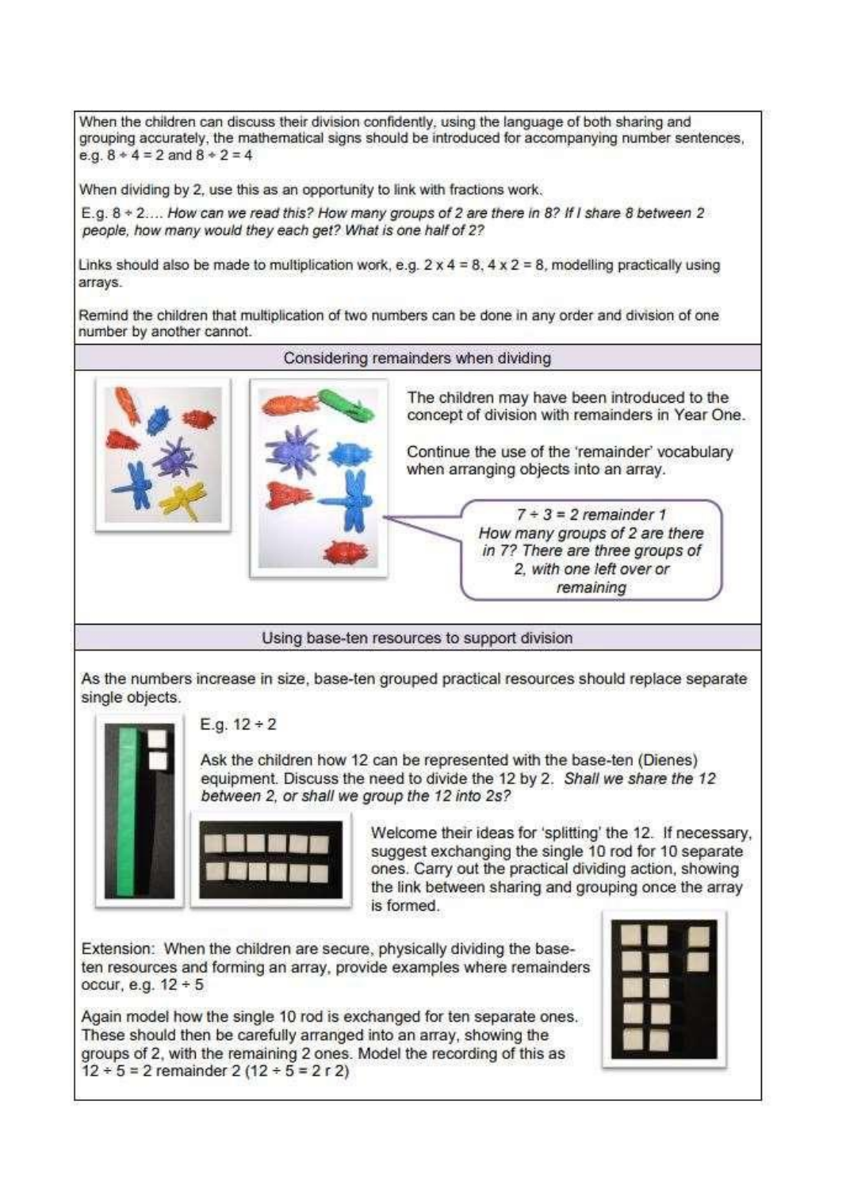When the children can discuss their division confidently, using the language of both sharing and grouping accurately, the mathematical signs should be introduced for accompanying number sentences, e.g. $8 \div 4 = 2$ and $8 \div 2 = 4$

When dividing by 2, use this as an opportunity to link with fractions work.

E.g. $8 \div 2$.... *How can we read this? How many groups of 2 are there in 8? If I share 8 between 2 people, how many would they each get? What is one half of 2?*

Links should also be made to multiplication work, e.g. $2 \times 4 = 8$, $4 \times 2 = 8$, modelling practically using arrays.

Remind the children that multiplication of two numbers can be done in any order and division of one number by another cannot.

## Considering remainders when dividing

The children may have been introduced to the concept of division with remainders in Year One.

Continue the use of the 'remainder' vocabulary when arranging objects into an array.

*$7 \div 3 = 2$ remainder 1*
*How many groups of 2 are there in 7? There are three groups of 2, with one left over or remaining*

## Using base-ten resources to support division

As the numbers increase in size, base-ten grouped practical resources should replace separate single objects.

E.g. $12 \div 2$

Ask the children how 12 can be represented with the base-ten (Dienes) equipment. Discuss the need to divide the 12 by 2. *Shall we share the 12 between 2, or shall we group the 12 into 2s?*

Welcome their ideas for 'splitting' the 12. If necessary, suggest exchanging the single 10 rod for 10 separate ones. Carry out the practical dividing action, showing the link between sharing and grouping once the array is formed.

Extension: When the children are secure, physically dividing the base-ten resources and forming an array, provide examples where remainders occur, e.g. $12 \div 5$

Again model how the single 10 rod is exchanged for ten separate ones. These should then be carefully arranged into an array, showing the groups of 2, with the remaining 2 ones. Model the recording of this as $12 \div 5 = 2$ remainder 2 ($12 \div 5 = 2$ r 2)